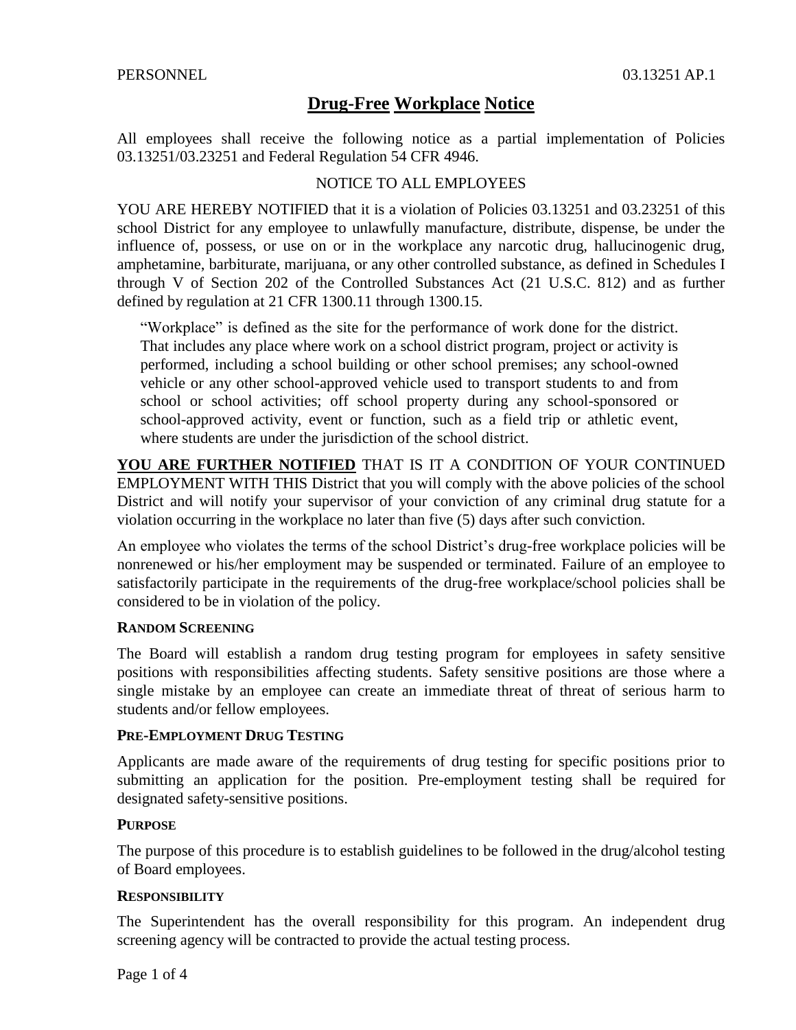PERSONNEL 03.13251 AP.1

# Drug-Free Workplace Notice

All employees shall receive the following notice as a partial implementation of Policies 03.13251/03.23251 and Federal Regulation 54 CFR 4946.

NOTICE TO ALL EMPLOYEES

YOU ARE HEREBY NOTIFIED that it is a violation of Policies 03.13251 and 03.23251 of this school District for any employee to unlawfully manufacture, distribute, dispense, be under the influence of, possess, or use on or in the workplace any narcotic drug, hallucinogenic drug, amphetamine, barbiturate, marijuana, or any other controlled substance, as defined in Schedules I through V of Section 202 of the Controlled Substances Act (21 U.S.C. 812) and as further defined by regulation at 21 CFR 1300.11 through 1300.15.

> "Workplace" is defined as the site for the performance of work done for the district. That includes any place where work on a school district program, project or activity is performed, including a school building or other school premises; any school-owned vehicle or any other school-approved vehicle used to transport students to and from school or school activities; off school property during any school-sponsored or school-approved activity, event or function, such as a field trip or athletic event, where students are under the jurisdiction of the school district.

**YOU ARE FURTHER NOTIFIED** THAT IS IT A CONDITION OF YOUR CONTINUED EMPLOYMENT WITH THIS District that you will comply with the above policies of the school District and will notify your supervisor of your conviction of any criminal drug statute for a violation occurring in the workplace no later than five (5) days after such conviction.

An employee who violates the terms of the school District's drug-free workplace policies will be nonrenewed or his/her employment may be suspended or terminated. Failure of an employee to satisfactorily participate in the requirements of the drug-free workplace/school policies shall be considered to be in violation of the policy.

#### RANDOM SCREENING

The Board will establish a random drug testing program for employees in safety sensitive positions with responsibilities affecting students. Safety sensitive positions are those where a single mistake by an employee can create an immediate threat of threat of serious harm to students and/or fellow employees.

#### PRE-EMPLOYMENT DRUG TESTING

Applicants are made aware of the requirements of drug testing for specific positions prior to submitting an application for the position. Pre-employment testing shall be required for designated safety-sensitive positions.

#### PURPOSE

The purpose of this procedure is to establish guidelines to be followed in the drug/alcohol testing of Board employees.

#### RESPONSIBILITY

The Superintendent has the overall responsibility for this program. An independent drug screening agency will be contracted to provide the actual testing process.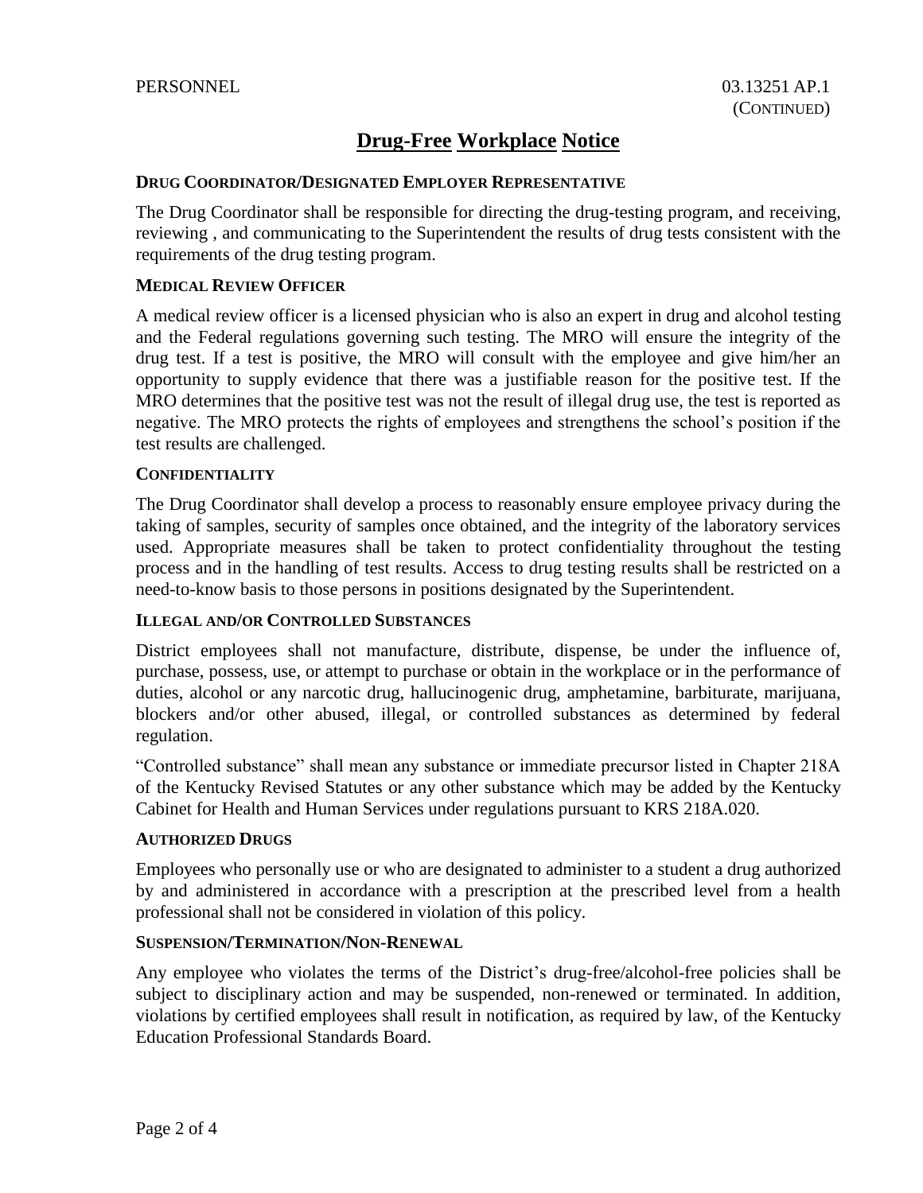# Drug-Free Workplace Notice

### DRUG COORDINATOR/DESIGNATED EMPLOYER REPRESENTATIVE

The Drug Coordinator shall be responsible for directing the drug-testing program, and receiving, reviewing , and communicating to the Superintendent the results of drug tests consistent with the requirements of the drug testing program.

### MEDICAL REVIEW OFFICER

A medical review officer is a licensed physician who is also an expert in drug and alcohol testing and the Federal regulations governing such testing. The MRO will ensure the integrity of the drug test. If a test is positive, the MRO will consult with the employee and give him/her an opportunity to supply evidence that there was a justifiable reason for the positive test. If the MRO determines that the positive test was not the result of illegal drug use, the test is reported as negative. The MRO protects the rights of employees and strengthens the school's position if the test results are challenged.

### CONFIDENTIALITY

The Drug Coordinator shall develop a process to reasonably ensure employee privacy during the taking of samples, security of samples once obtained, and the integrity of the laboratory services used. Appropriate measures shall be taken to protect confidentiality throughout the testing process and in the handling of test results. Access to drug testing results shall be restricted on a need-to-know basis to those persons in positions designated by the Superintendent.

### ILLEGAL AND/OR CONTROLLED SUBSTANCES

District employees shall not manufacture, distribute, dispense, be under the influence of, purchase, possess, use, or attempt to purchase or obtain in the workplace or in the performance of duties, alcohol or any narcotic drug, hallucinogenic drug, amphetamine, barbiturate, marijuana, blockers and/or other abused, illegal, or controlled substances as determined by federal regulation.

"Controlled substance" shall mean any substance or immediate precursor listed in Chapter 218A of the Kentucky Revised Statutes or any other substance which may be added by the Kentucky Cabinet for Health and Human Services under regulations pursuant to KRS 218A.020.

### AUTHORIZED DRUGS

Employees who personally use or who are designated to administer to a student a drug authorized by and administered in accordance with a prescription at the prescribed level from a health professional shall not be considered in violation of this policy.

### SUSPENSION/TERMINATION/NON-RENEWAL

Any employee who violates the terms of the District's drug-free/alcohol-free policies shall be subject to disciplinary action and may be suspended, non-renewed or terminated. In addition, violations by certified employees shall result in notification, as required by law, of the Kentucky Education Professional Standards Board.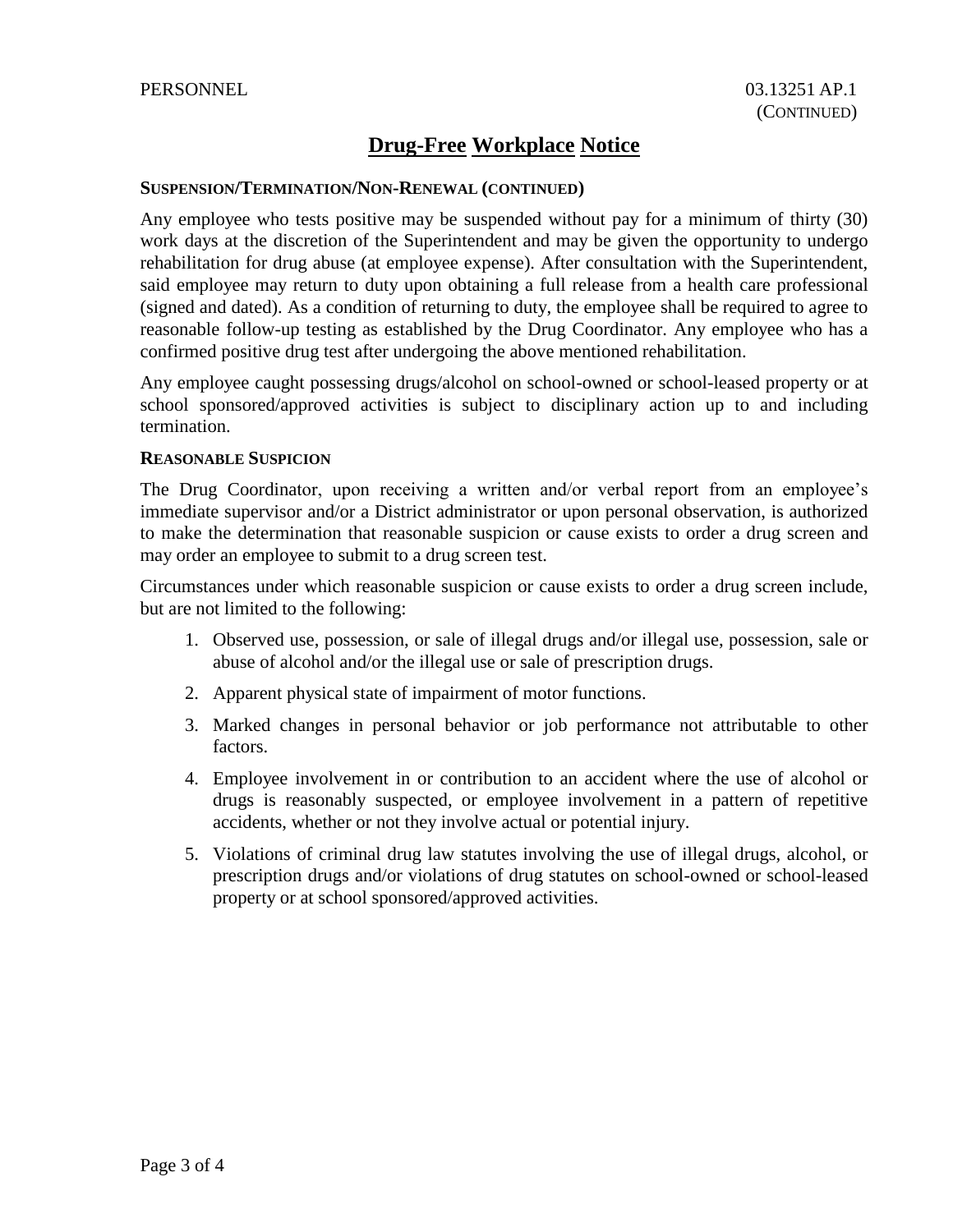# Drug-Free Workplace Notice

### SUSPENSION/TERMINATION/NON-RENEWAL (CONTINUED)

Any employee who tests positive may be suspended without pay for a minimum of thirty (30) work days at the discretion of the Superintendent and may be given the opportunity to undergo rehabilitation for drug abuse (at employee expense). After consultation with the Superintendent, said employee may return to duty upon obtaining a full release from a health care professional (signed and dated). As a condition of returning to duty, the employee shall be required to agree to reasonable follow-up testing as established by the Drug Coordinator. Any employee who has a confirmed positive drug test after undergoing the above mentioned rehabilitation.

Any employee caught possessing drugs/alcohol on school-owned or school-leased property or at school sponsored/approved activities is subject to disciplinary action up to and including termination.

### REASONABLE SUSPICION

The Drug Coordinator, upon receiving a written and/or verbal report from an employee's immediate supervisor and/or a District administrator or upon personal observation, is authorized to make the determination that reasonable suspicion or cause exists to order a drug screen and may order an employee to submit to a drug screen test.

Circumstances under which reasonable suspicion or cause exists to order a drug screen include, but are not limited to the following:

1. Observed use, possession, or sale of illegal drugs and/or illegal use, possession, sale or abuse of alcohol and/or the illegal use or sale of prescription drugs.
2. Apparent physical state of impairment of motor functions.
3. Marked changes in personal behavior or job performance not attributable to other factors.
4. Employee involvement in or contribution to an accident where the use of alcohol or drugs is reasonably suspected, or employee involvement in a pattern of repetitive accidents, whether or not they involve actual or potential injury.
5. Violations of criminal drug law statutes involving the use of illegal drugs, alcohol, or prescription drugs and/or violations of drug statutes on school-owned or school-leased property or at school sponsored/approved activities.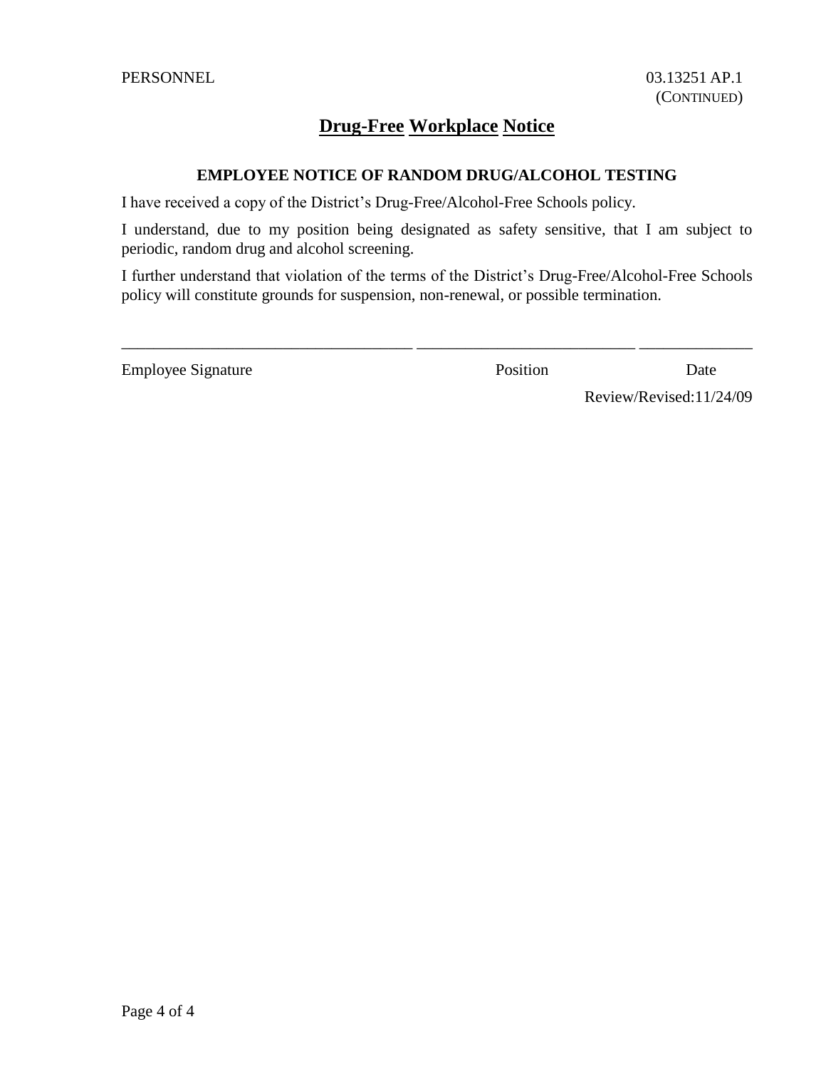## Drug-Free Workplace Notice

### EMPLOYEE NOTICE OF RANDOM DRUG/ALCOHOL TESTING

I have received a copy of the District's Drug-Free/Alcohol-Free Schools policy.

I understand, due to my position being designated as safety sensitive, that I am subject to periodic, random drug and alcohol screening.

I further understand that violation of the terms of the District's Drug-Free/Alcohol-Free Schools policy will constitute grounds for suspension, non-renewal, or possible termination.

___________________________________ __________________________ ______________

Employee Signature Position Date

Review/Revised:11/24/09